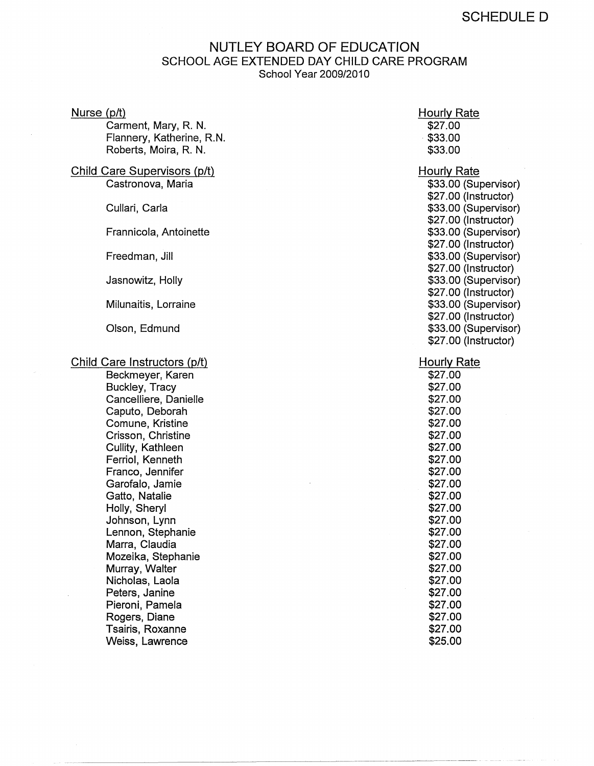SCHEDULE D

# NUTLEY BOARD OF EDUCATION

## SCHOOL AGE EXTENDED DAY CHILD CARE PROGRAM

School Year 2009/2010

| Nurse (p/t) | Hourly Rate |
|---|---|
| Carment, Mary, R. N. | $27.00 |
| Flannery, Katherine, R.N. | $33.00 |
| Roberts, Moira, R. N. | $33.00 |

| Child Care Supervisors (p/t) | Hourly Rate |
|---|---|
| Castronova, Maria | $33.00 (Supervisor) |
| | $27.00 (Instructor) |
| Cullari, Carla | $33.00 (Supervisor) |
| | $27.00 (Instructor) |
| Frannicola, Antoinette | $33.00 (Supervisor) |
| | $27.00 (Instructor) |
| Freedman, Jill | $33.00 (Supervisor) |
| | $27.00 (Instructor) |
| Jasnowitz, Holly | $33.00 (Supervisor) |
| | $27.00 (Instructor) |
| Milunaitis, Lorraine | $33.00 (Supervisor) |
| | $27.00 (Instructor) |
| Olson, Edmund | $33.00 (Supervisor) |
| | $27.00 (Instructor) |

| Child Care Instructors (p/t) | Hourly Rate |
|---|---|
| Beckmeyer, Karen | $27.00 |
| Buckley, Tracy | $27.00 |
| Cancelliere, Danielle | $27.00 |
| Caputo, Deborah | $27.00 |
| Comune, Kristine | $27.00 |
| Crisson, Christine | $27.00 |
| Cullity, Kathleen | $27.00 |
| Ferriol, Kenneth | $27.00 |
| Franco, Jennifer | $27.00 |
| Garofalo, Jamie | $27.00 |
| Gatto, Natalie | $27.00 |
| Holly, Sheryl | $27.00 |
| Johnson, Lynn | $27.00 |
| Lennon, Stephanie | $27.00 |
| Marra, Claudia | $27.00 |
| Mozeika, Stephanie | $27.00 |
| Murray, Walter | $27.00 |
| Nicholas, Laola | $27.00 |
| Peters, Janine | $27.00 |
| Pieroni, Pamela | $27.00 |
| Rogers, Diane | $27.00 |
| Tsairis, Roxanne | $27.00 |
| Weiss, Lawrence | $25.00 |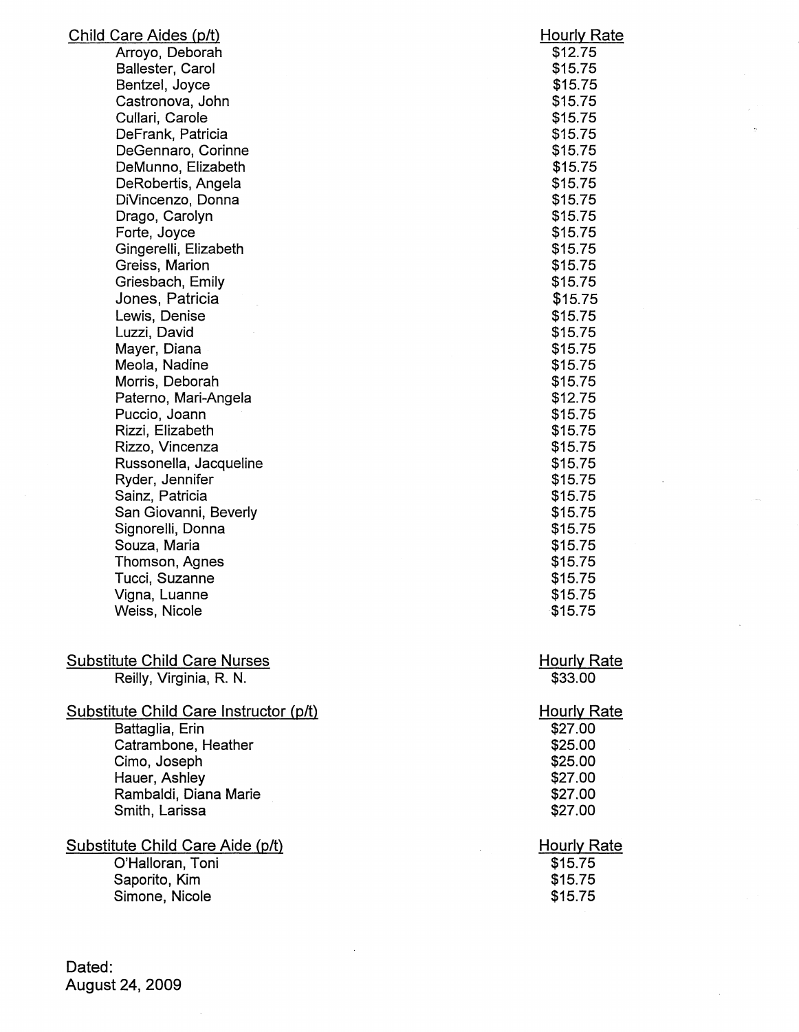| Child Care Aides (p/t) | Hourly Rate |
|---|---|
| Arroyo, Deborah | $12.75 |
| Ballester, Carol | $15.75 |
| Bentzel, Joyce | $15.75 |
| Castronova, John | $15.75 |
| Cullari, Carole | $15.75 |
| DeFrank, Patricia | $15.75 |
| DeGennaro, Corinne | $15.75 |
| DeMunno, Elizabeth | $15.75 |
| DeRobertis, Angela | $15.75 |
| DiVincenzo, Donna | $15.75 |
| Drago, Carolyn | $15.75 |
| Forte, Joyce | $15.75 |
| Gingerelli, Elizabeth | $15.75 |
| Greiss, Marion | $15.75 |
| Griesbach, Emily | $15.75 |
| Jones, Patricia | $15.75 |
| Lewis, Denise | $15.75 |
| Luzzi, David | $15.75 |
| Mayer, Diana | $15.75 |
| Meola, Nadine | $15.75 |
| Morris, Deborah | $15.75 |
| Paterno, Mari-Angela | $12.75 |
| Puccio, Joann | $15.75 |
| Rizzi, Elizabeth | $15.75 |
| Rizzo, Vincenza | $15.75 |
| Russonella, Jacqueline | $15.75 |
| Ryder, Jennifer | $15.75 |
| Sainz, Patricia | $15.75 |
| San Giovanni, Beverly | $15.75 |
| Signorelli, Donna | $15.75 |
| Souza, Maria | $15.75 |
| Thomson, Agnes | $15.75 |
| Tucci, Suzanne | $15.75 |
| Vigna, Luanne | $15.75 |
| Weiss, Nicole | $15.75 |

| Substitute Child Care Nurses | Hourly Rate |
|---|---|
| Reilly, Virginia, R. N. | $33.00 |

| Substitute Child Care Instructor (p/t) | Hourly Rate |
|---|---|
| Battaglia, Erin | $27.00 |
| Catrambone, Heather | $25.00 |
| Cimo, Joseph | $25.00 |
| Hauer, Ashley | $27.00 |
| Rambaldi, Diana Marie | $27.00 |
| Smith, Larissa | $27.00 |

| Substitute Child Care Aide (p/t) | Hourly Rate |
|---|---|
| O'Halloran, Toni | $15.75 |
| Saporito, Kim | $15.75 |
| Simone, Nicole | $15.75 |

Dated:
August 24, 2009